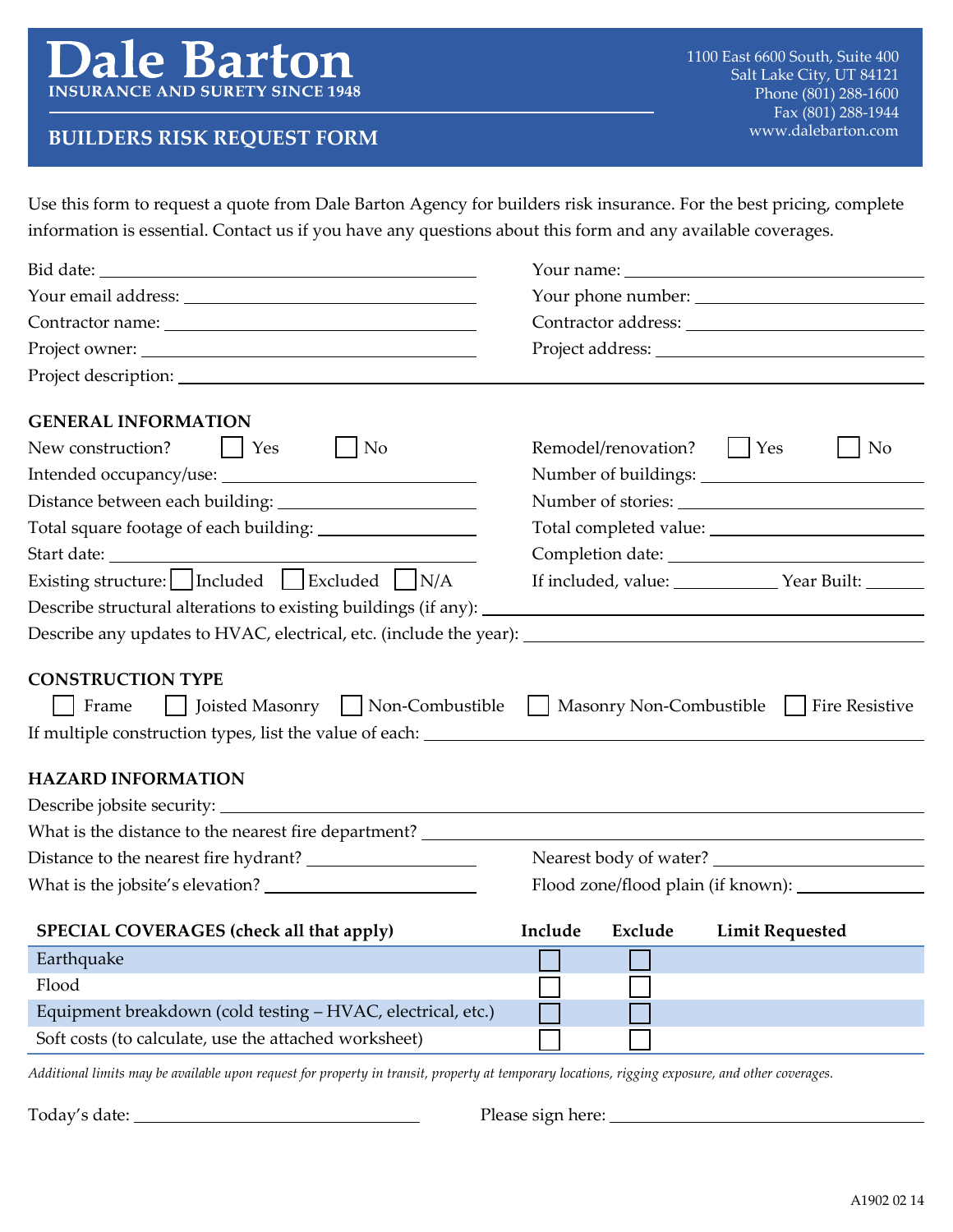# Dale Barton

INSURANCE AND SURETY SINCE 1948

1100 East 6600 South, Suite 400
Salt Lake City, UT 84121
Phone (801) 288-1600
Fax (801) 288-1944
www.dalebarton.com

## BUILDERS RISK REQUEST FORM

Use this form to request a quote from Dale Barton Agency for builders risk insurance. For the best pricing, complete information is essential. Contact us if you have any questions about this form and any available coverages.

Bid date: ____________________

Your name: ____________________

Your email address: ____________________

Your phone number: ____________________

Contractor name: ____________________

Contractor address: ____________________

Project owner: ____________________

Project address: ____________________

Project description: ____________________

### GENERAL INFORMATION

New construction? ☐ Yes ☐ No

Remodel/renovation? ☐ Yes ☐ No

Intended occupancy/use: ____________________

Number of buildings: ____________________

Distance between each building: ____________________

Number of stories: ____________________

Total square footage of each building: ____________________

Total completed value: ____________________

Start date: ____________________

Completion date: ____________________

Existing structure: ☐ Included ☐ Excluded ☐ N/A

If included, value: __________ Year Built: __________

Describe structural alterations to existing buildings (if any): ____________________

Describe any updates to HVAC, electrical, etc. (include the year): ____________________

### CONSTRUCTION TYPE

☐ Frame ☐ Joisted Masonry ☐ Non-Combustible ☐ Masonry Non-Combustible ☐ Fire Resistive

If multiple construction types, list the value of each: ____________________

### HAZARD INFORMATION

Describe jobsite security: ____________________

What is the distance to the nearest fire department? ____________________

Distance to the nearest fire hydrant? ____________________

Nearest body of water? ____________________

What is the jobsite's elevation? ____________________

Flood zone/flood plain (if known): ____________________

| SPECIAL COVERAGES (check all that apply) | Include | Exclude | Limit Requested |
|---|---|---|---|
| Earthquake | ☐ | ☐ | |
| Flood | ☐ | ☐ | |
| Equipment breakdown (cold testing – HVAC, electrical, etc.) | ☐ | ☐ | |
| Soft costs (to calculate, use the attached worksheet) | ☐ | ☐ | |

*Additional limits may be available upon request for property in transit, property at temporary locations, rigging exposure, and other coverages.*

Today's date: ____________________

Please sign here: ____________________

A1902 02 14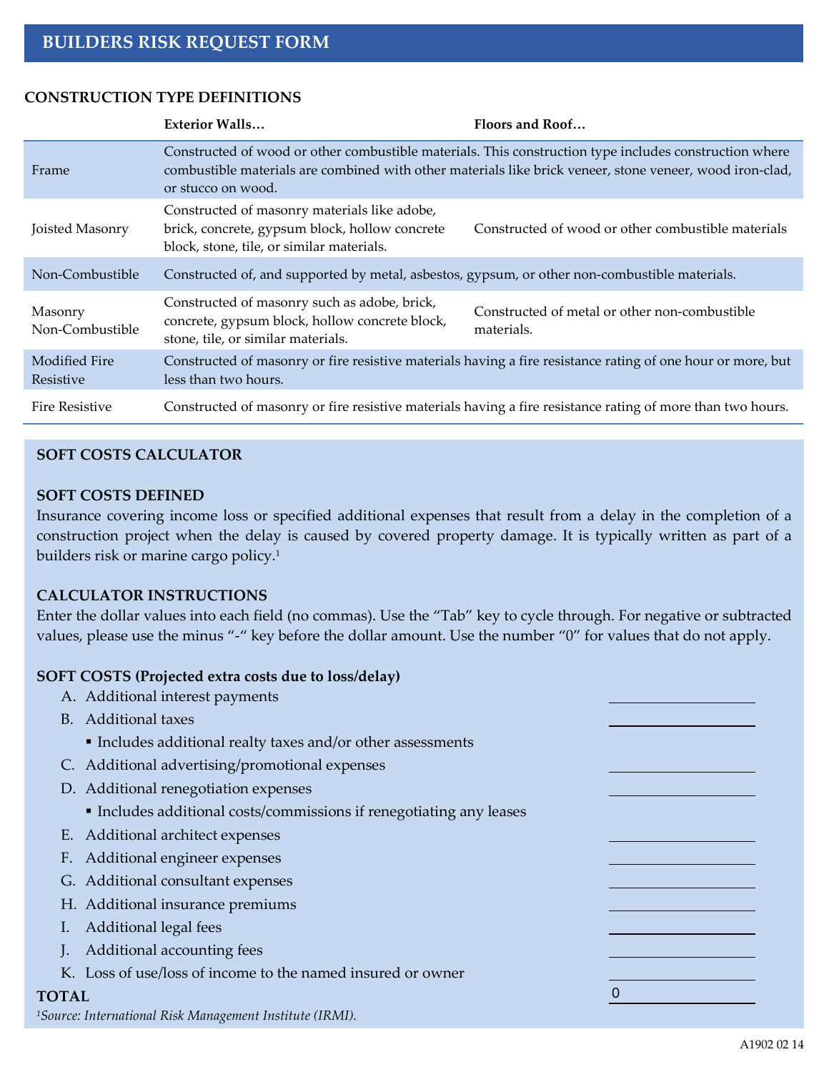# BUILDERS RISK REQUEST FORM

## CONSTRUCTION TYPE DEFINITIONS

| | Exterior Walls… | Floors and Roof… |
|---|---|---|
| Frame | Constructed of wood or other combustible materials. This construction type includes construction where combustible materials are combined with other materials like brick veneer, stone veneer, wood iron-clad, or stucco on wood. | |
| Joisted Masonry | Constructed of masonry materials like adobe, brick, concrete, gypsum block, hollow concrete block, stone, tile, or similar materials. | Constructed of wood or other combustible materials |
| Non-Combustible | Constructed of, and supported by metal, asbestos, gypsum, or other non-combustible materials. | |
| Masonry Non-Combustible | Constructed of masonry such as adobe, brick, concrete, gypsum block, hollow concrete block, stone, tile, or similar materials. | Constructed of metal or other non-combustible materials. |
| Modified Fire Resistive | Constructed of masonry or fire resistive materials having a fire resistance rating of one hour or more, but less than two hours. | |
| Fire Resistive | Constructed of masonry or fire resistive materials having a fire resistance rating of more than two hours. | |

## SOFT COSTS CALCULATOR

### SOFT COSTS DEFINED

Insurance covering income loss or specified additional expenses that result from a delay in the completion of a construction project when the delay is caused by covered property damage. It is typically written as part of a builders risk or marine cargo policy.[1]

### CALCULATOR INSTRUCTIONS

Enter the dollar values into each field (no commas). Use the "Tab" key to cycle through. For negative or subtracted values, please use the minus "-" key before the dollar amount. Use the number "0" for values that do not apply.

### SOFT COSTS (Projected extra costs due to loss/delay)

A. Additional interest payments ____________

B. Additional taxes ____________
- Includes additional realty taxes and/or other assessments

C. Additional advertising/promotional expenses ____________

D. Additional renegotiation expenses ____________
- Includes additional costs/commissions if renegotiating any leases

E. Additional architect expenses ____________

F. Additional engineer expenses ____________

G. Additional consultant expenses ____________

H. Additional insurance premiums ____________

I. Additional legal fees ____________

J. Additional accounting fees ____________

K. Loss of use/loss of income to the named insured or owner ____________

**TOTAL** 0

*[1]Source: International Risk Management Institute (IRMI).*

A1902 02 14